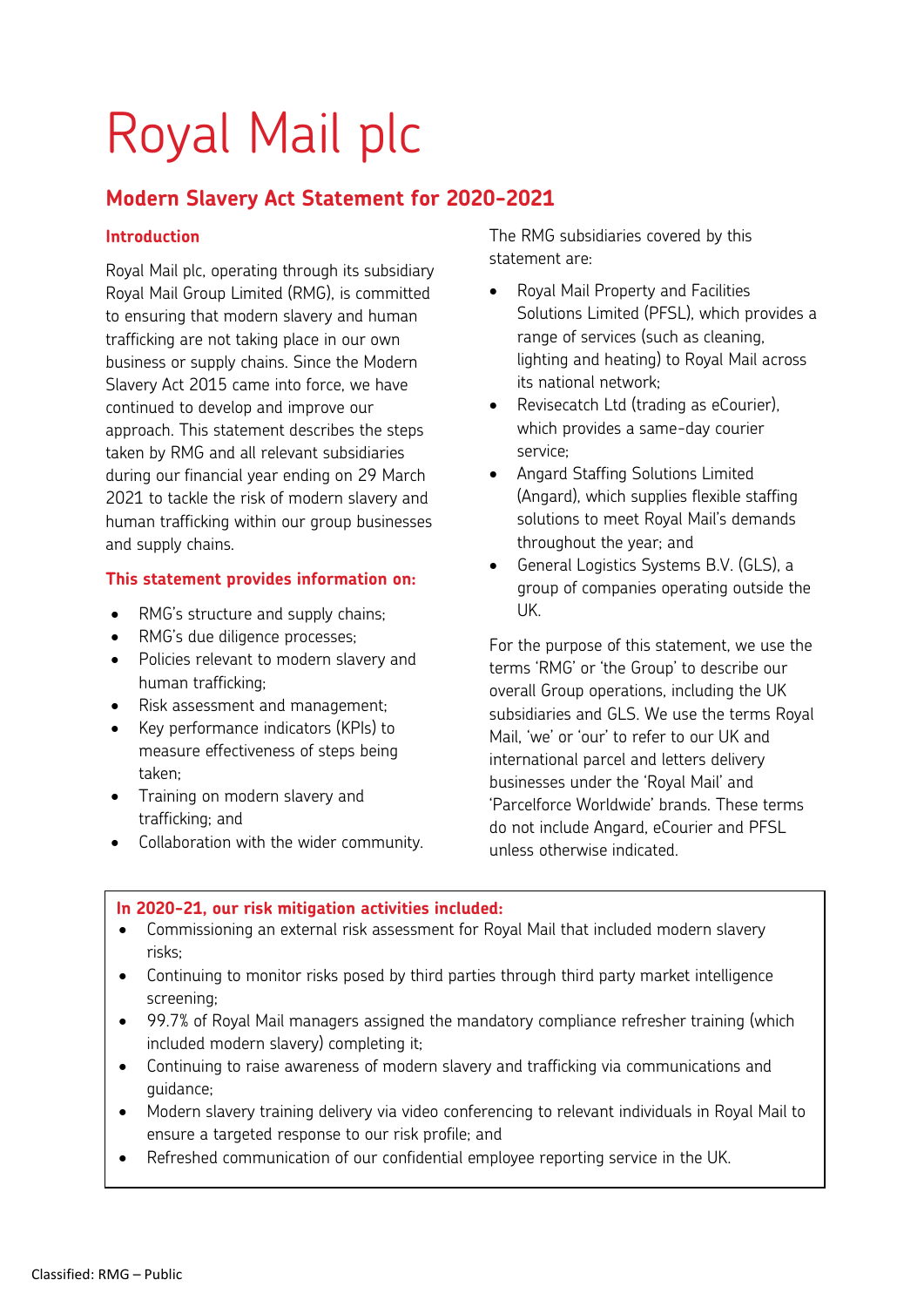# Royal Mail plc

## Modern Slavery Act Statement for 2020-2021

### Introduction

Royal Mail plc, operating through its subsidiary Royal Mail Group Limited (RMG), is committed to ensuring that modern slavery and human trafficking are not taking place in our own business or supply chains. Since the Modern Slavery Act 2015 came into force, we have continued to develop and improve our approach. This statement describes the steps taken by RMG and all relevant subsidiaries during our financial year ending on 29 March 2021 to tackle the risk of modern slavery and human trafficking within our group businesses and supply chains.

### This statement provides information on:

- RMG's structure and supply chains;
- RMG's due diligence processes;
- Policies relevant to modern slavery and human trafficking;
- Risk assessment and management;
- Key performance indicators (KPIs) to measure effectiveness of steps being taken;
- Training on modern slavery and trafficking; and
- Collaboration with the wider community.

The RMG subsidiaries covered by this statement are:

- Royal Mail Property and Facilities Solutions Limited (PFSL), which provides a range of services (such as cleaning, lighting and heating) to Royal Mail across its national network;
- Revisecatch Ltd (trading as eCourier), which provides a same-day courier service;
- Angard Staffing Solutions Limited (Angard), which supplies flexible staffing solutions to meet Royal Mail's demands throughout the year; and
- General Logistics Systems B.V. (GLS), a group of companies operating outside the UK.

For the purpose of this statement, we use the terms 'RMG' or 'the Group' to describe our overall Group operations, including the UK subsidiaries and GLS. We use the terms Royal Mail, 'we' or 'our' to refer to our UK and international parcel and letters delivery businesses under the 'Royal Mail' and 'Parcelforce Worldwide' brands. These terms do not include Angard, eCourier and PFSL unless otherwise indicated.

**In 2020-21, our risk mitigation activities included:**

- Commissioning an external risk assessment for Royal Mail that included modern slavery risks;
- Continuing to monitor risks posed by third parties through third party market intelligence screening;
- 99.7% of Royal Mail managers assigned the mandatory compliance refresher training (which included modern slavery) completing it;
- Continuing to raise awareness of modern slavery and trafficking via communications and guidance;
- Modern slavery training delivery via video conferencing to relevant individuals in Royal Mail to ensure a targeted response to our risk profile; and
- Refreshed communication of our confidential employee reporting service in the UK.

Classified: RMG – Public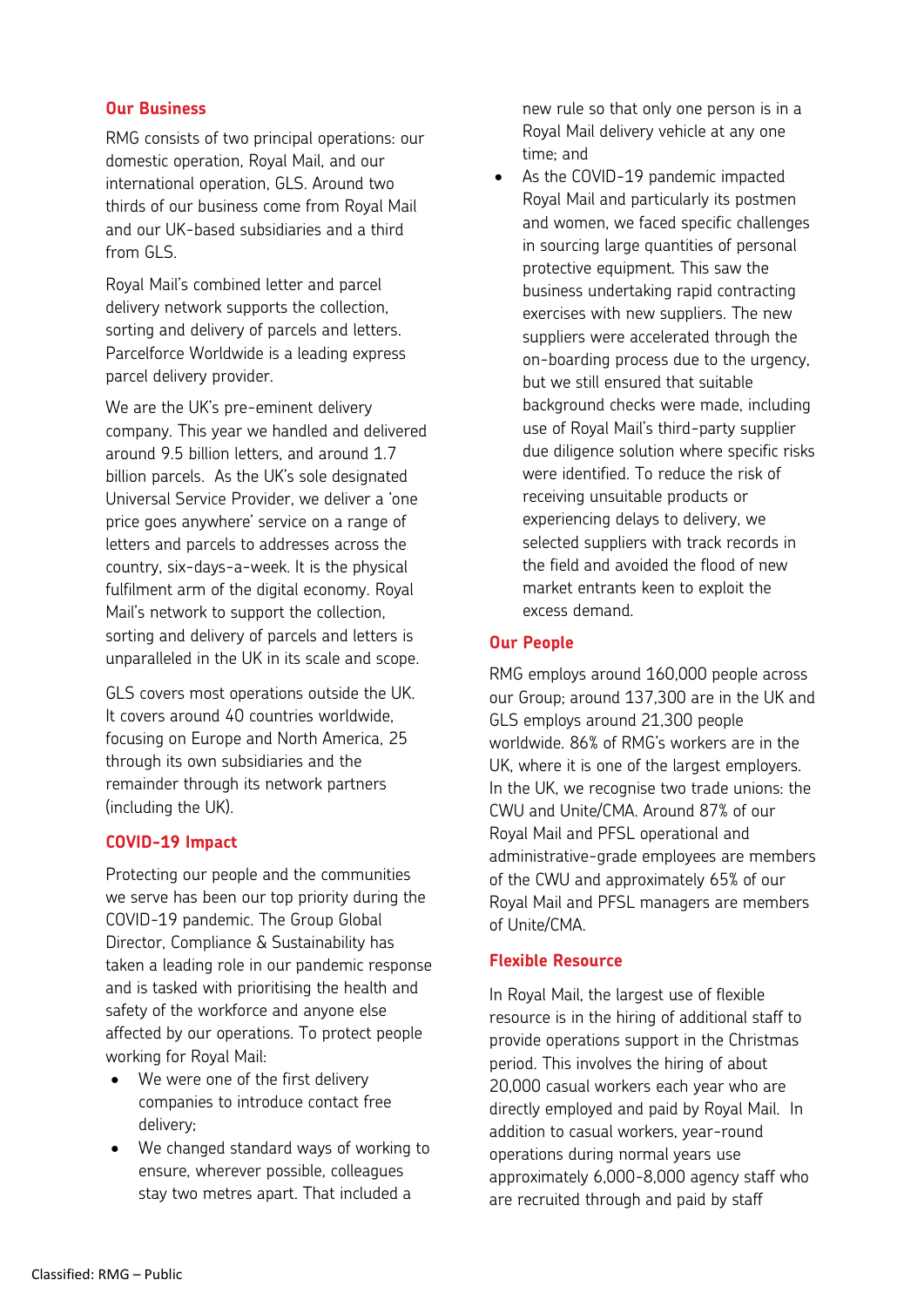## Our Business

RMG consists of two principal operations: our domestic operation, Royal Mail, and our international operation, GLS. Around two thirds of our business come from Royal Mail and our UK-based subsidiaries and a third from GLS.

Royal Mail's combined letter and parcel delivery network supports the collection, sorting and delivery of parcels and letters. Parcelforce Worldwide is a leading express parcel delivery provider.

We are the UK's pre-eminent delivery company. This year we handled and delivered around 9.5 billion letters, and around 1.7 billion parcels. As the UK's sole designated Universal Service Provider, we deliver a 'one price goes anywhere' service on a range of letters and parcels to addresses across the country, six-days-a-week. It is the physical fulfilment arm of the digital economy. Royal Mail's network to support the collection, sorting and delivery of parcels and letters is unparalleled in the UK in its scale and scope.

GLS covers most operations outside the UK. It covers around 40 countries worldwide, focusing on Europe and North America, 25 through its own subsidiaries and the remainder through its network partners (including the UK).

## COVID-19 Impact

Protecting our people and the communities we serve has been our top priority during the COVID-19 pandemic. The Group Global Director, Compliance & Sustainability has taken a leading role in our pandemic response and is tasked with prioritising the health and safety of the workforce and anyone else affected by our operations. To protect people working for Royal Mail:

- We were one of the first delivery companies to introduce contact free delivery;
- We changed standard ways of working to ensure, wherever possible, colleagues stay two metres apart. That included a new rule so that only one person is in a Royal Mail delivery vehicle at any one time; and
- As the COVID-19 pandemic impacted Royal Mail and particularly its postmen and women, we faced specific challenges in sourcing large quantities of personal protective equipment. This saw the business undertaking rapid contracting exercises with new suppliers. The new suppliers were accelerated through the on-boarding process due to the urgency, but we still ensured that suitable background checks were made, including use of Royal Mail's third-party supplier due diligence solution where specific risks were identified. To reduce the risk of receiving unsuitable products or experiencing delays to delivery, we selected suppliers with track records in the field and avoided the flood of new market entrants keen to exploit the excess demand.

## Our People

RMG employs around 160,000 people across our Group; around 137,300 are in the UK and GLS employs around 21,300 people worldwide. 86% of RMG's workers are in the UK, where it is one of the largest employers. In the UK, we recognise two trade unions: the CWU and Unite/CMA. Around 87% of our Royal Mail and PFSL operational and administrative-grade employees are members of the CWU and approximately 65% of our Royal Mail and PFSL managers are members of Unite/CMA.

## Flexible Resource

In Royal Mail, the largest use of flexible resource is in the hiring of additional staff to provide operations support in the Christmas period. This involves the hiring of about 20,000 casual workers each year who are directly employed and paid by Royal Mail. In addition to casual workers, year-round operations during normal years use approximately 6,000-8,000 agency staff who are recruited through and paid by staff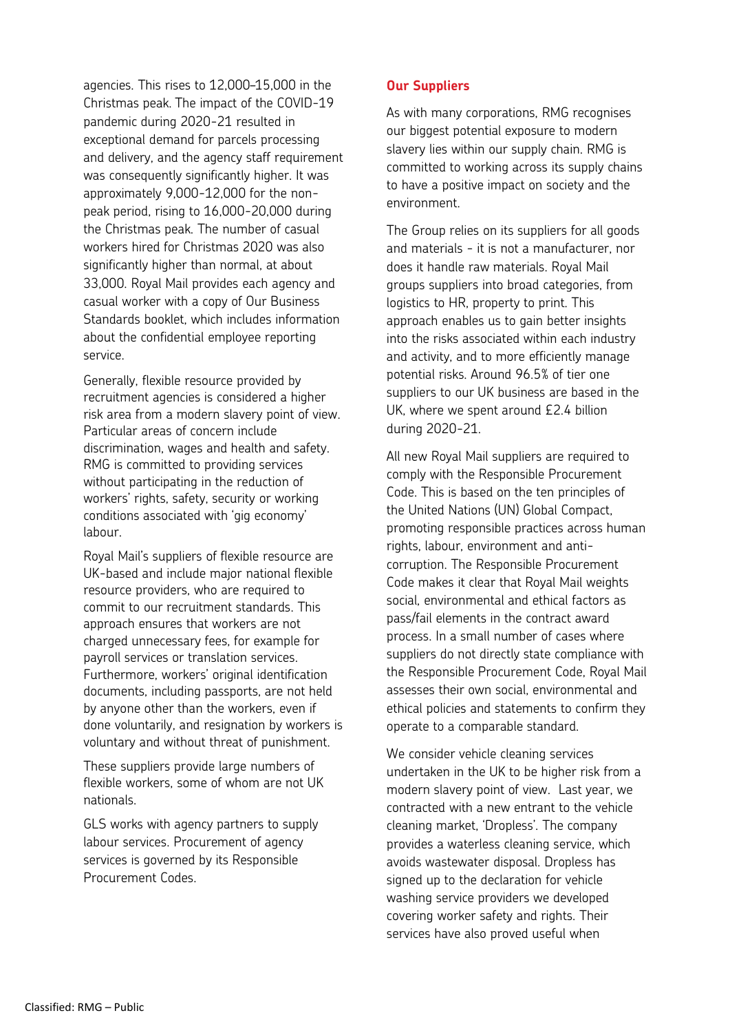agencies. This rises to 12,000–15,000 in the Christmas peak. The impact of the COVID-19 pandemic during 2020-21 resulted in exceptional demand for parcels processing and delivery, and the agency staff requirement was consequently significantly higher. It was approximately 9,000-12,000 for the non-peak period, rising to 16,000-20,000 during the Christmas peak. The number of casual workers hired for Christmas 2020 was also significantly higher than normal, at about 33,000. Royal Mail provides each agency and casual worker with a copy of Our Business Standards booklet, which includes information about the confidential employee reporting service.

Generally, flexible resource provided by recruitment agencies is considered a higher risk area from a modern slavery point of view. Particular areas of concern include discrimination, wages and health and safety. RMG is committed to providing services without participating in the reduction of workers' rights, safety, security or working conditions associated with 'gig economy' labour.

Royal Mail's suppliers of flexible resource are UK-based and include major national flexible resource providers, who are required to commit to our recruitment standards. This approach ensures that workers are not charged unnecessary fees, for example for payroll services or translation services. Furthermore, workers' original identification documents, including passports, are not held by anyone other than the workers, even if done voluntarily, and resignation by workers is voluntary and without threat of punishment.

These suppliers provide large numbers of flexible workers, some of whom are not UK nationals.

GLS works with agency partners to supply labour services. Procurement of agency services is governed by its Responsible Procurement Codes.

## Our Suppliers

As with many corporations, RMG recognises our biggest potential exposure to modern slavery lies within our supply chain. RMG is committed to working across its supply chains to have a positive impact on society and the environment.

The Group relies on its suppliers for all goods and materials - it is not a manufacturer, nor does it handle raw materials. Royal Mail groups suppliers into broad categories, from logistics to HR, property to print. This approach enables us to gain better insights into the risks associated within each industry and activity, and to more efficiently manage potential risks. Around 96.5% of tier one suppliers to our UK business are based in the UK, where we spent around £2.4 billion during 2020-21.

All new Royal Mail suppliers are required to comply with the Responsible Procurement Code. This is based on the ten principles of the United Nations (UN) Global Compact, promoting responsible practices across human rights, labour, environment and anti-corruption. The Responsible Procurement Code makes it clear that Royal Mail weights social, environmental and ethical factors as pass/fail elements in the contract award process. In a small number of cases where suppliers do not directly state compliance with the Responsible Procurement Code, Royal Mail assesses their own social, environmental and ethical policies and statements to confirm they operate to a comparable standard.

We consider vehicle cleaning services undertaken in the UK to be higher risk from a modern slavery point of view. Last year, we contracted with a new entrant to the vehicle cleaning market, 'Dropless'. The company provides a waterless cleaning service, which avoids wastewater disposal. Dropless has signed up to the declaration for vehicle washing service providers we developed covering worker safety and rights. Their services have also proved useful when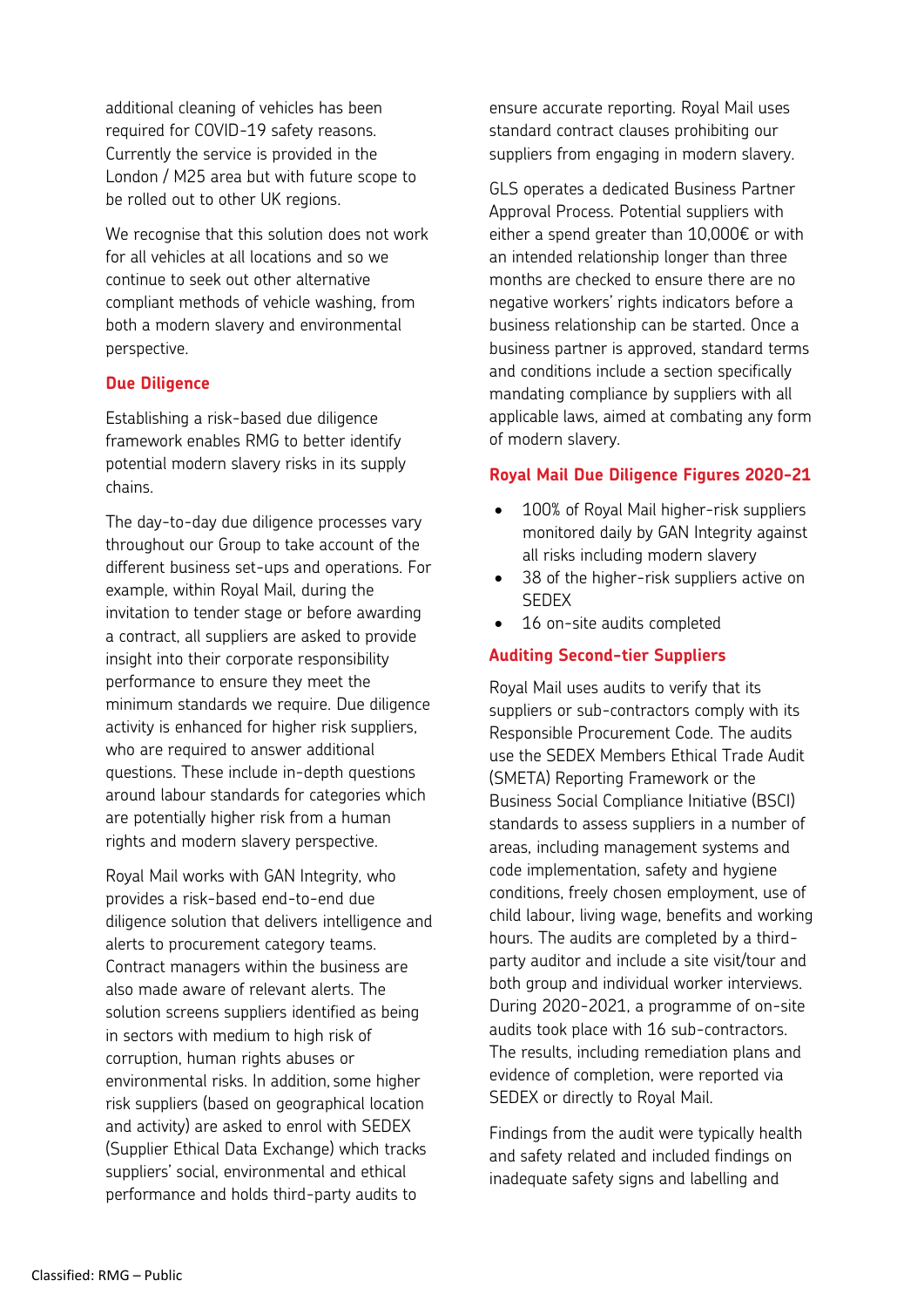additional cleaning of vehicles has been required for COVID-19 safety reasons. Currently the service is provided in the London / M25 area but with future scope to be rolled out to other UK regions.

We recognise that this solution does not work for all vehicles at all locations and so we continue to seek out other alternative compliant methods of vehicle washing, from both a modern slavery and environmental perspective.

## Due Diligence

Establishing a risk-based due diligence framework enables RMG to better identify potential modern slavery risks in its supply chains.

The day-to-day due diligence processes vary throughout our Group to take account of the different business set-ups and operations. For example, within Royal Mail, during the invitation to tender stage or before awarding a contract, all suppliers are asked to provide insight into their corporate responsibility performance to ensure they meet the minimum standards we require. Due diligence activity is enhanced for higher risk suppliers, who are required to answer additional questions. These include in-depth questions around labour standards for categories which are potentially higher risk from a human rights and modern slavery perspective.

Royal Mail works with GAN Integrity, who provides a risk-based end-to-end due diligence solution that delivers intelligence and alerts to procurement category teams. Contract managers within the business are also made aware of relevant alerts. The solution screens suppliers identified as being in sectors with medium to high risk of corruption, human rights abuses or environmental risks. In addition, some higher risk suppliers (based on geographical location and activity) are asked to enrol with SEDEX (Supplier Ethical Data Exchange) which tracks suppliers' social, environmental and ethical performance and holds third-party audits to ensure accurate reporting. Royal Mail uses standard contract clauses prohibiting our suppliers from engaging in modern slavery.

GLS operates a dedicated Business Partner Approval Process. Potential suppliers with either a spend greater than 10,000€ or with an intended relationship longer than three months are checked to ensure there are no negative workers' rights indicators before a business relationship can be started. Once a business partner is approved, standard terms and conditions include a section specifically mandating compliance by suppliers with all applicable laws, aimed at combating any form of modern slavery.

## Royal Mail Due Diligence Figures 2020-21

- 100% of Royal Mail higher-risk suppliers monitored daily by GAN Integrity against all risks including modern slavery
- 38 of the higher-risk suppliers active on SEDEX
- 16 on-site audits completed

## Auditing Second-tier Suppliers

Royal Mail uses audits to verify that its suppliers or sub-contractors comply with its Responsible Procurement Code. The audits use the SEDEX Members Ethical Trade Audit (SMETA) Reporting Framework or the Business Social Compliance Initiative (BSCI) standards to assess suppliers in a number of areas, including management systems and code implementation, safety and hygiene conditions, freely chosen employment, use of child labour, living wage, benefits and working hours. The audits are completed by a third-party auditor and include a site visit/tour and both group and individual worker interviews. During 2020-2021, a programme of on-site audits took place with 16 sub-contractors. The results, including remediation plans and evidence of completion, were reported via SEDEX or directly to Royal Mail.

Findings from the audit were typically health and safety related and included findings on inadequate safety signs and labelling and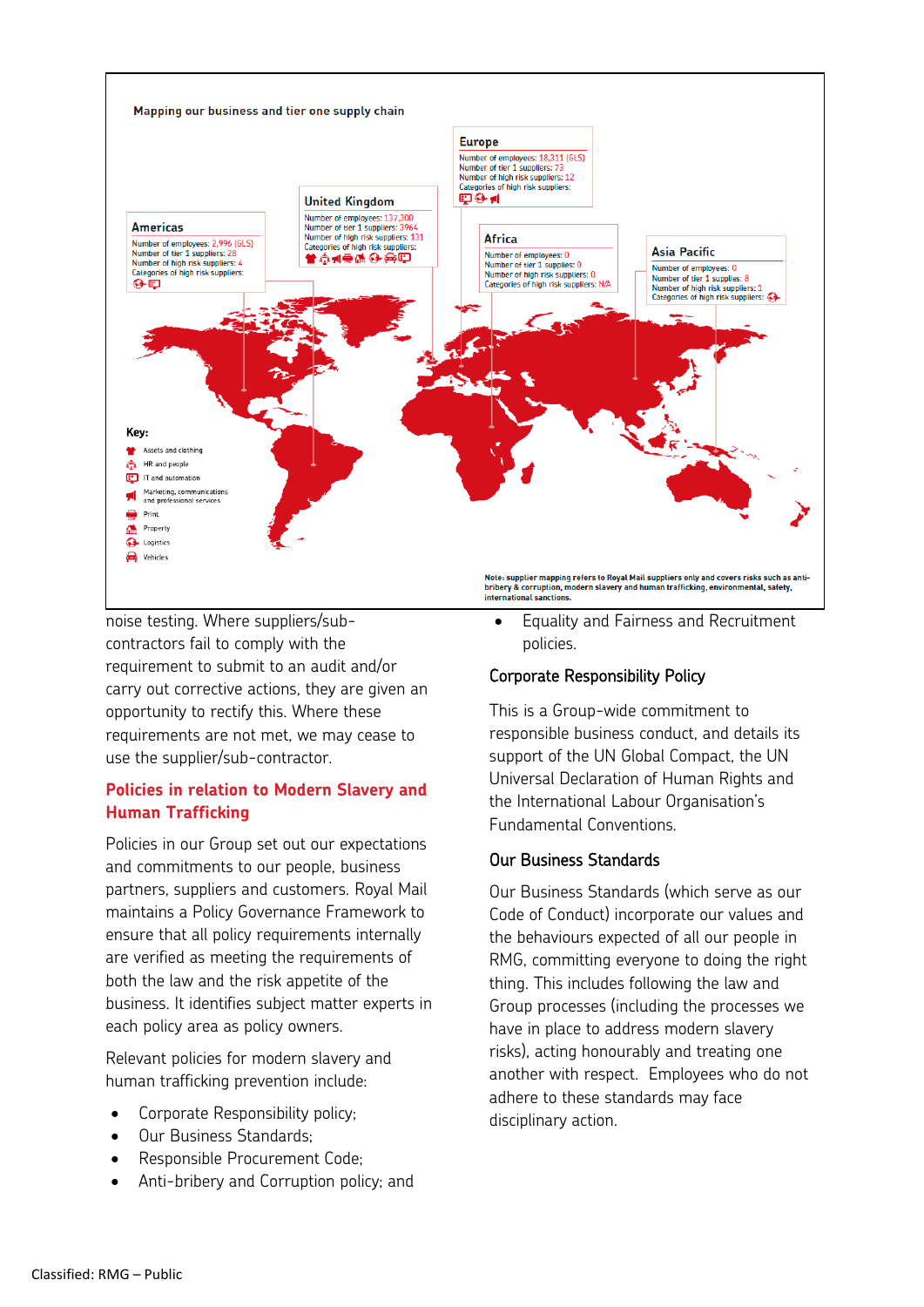Mapping our business and tier one supply chain

Europe
Number of employees: 18,311 (GLS)
Number of tier 1 suppliers: 73
Number of high risk suppliers: 12
Categories of high risk suppliers:

United Kingdom
Number of employees: 137,300
Number of tier 1 suppliers: 3964
Number of high risk suppliers: 131
Categories of high risk suppliers:

Americas
Number of employees: 2,996 (GLS)
Number of tier 1 suppliers: 28
Number of high risk suppliers: 4
Categories of high risk suppliers:

Africa
Number of employees: 0
Number of tier 1 supplies: 0
Number of high risk suppliers: 0
Categories of high risk suppliers: N/A

Asia Pacific
Number of employees: 0
Number of tier 1 supplies: 8
Number of high risk suppliers: 1
Categories of high risk suppliers:

Key:
Assets and clothing
HR and people
IT and automation
Marketing, communications and professional services
Print
Property
Logistics
Vehicles

Note: supplier mapping refers to Royal Mail suppliers only and covers risks such as anti-bribery & corruption, modern slavery and human trafficking, environmental, safety, international sanctions.

noise testing. Where suppliers/sub-contractors fail to comply with the requirement to submit to an audit and/or carry out corrective actions, they are given an opportunity to rectify this. Where these requirements are not met, we may cease to use the supplier/sub-contractor.

## Policies in relation to Modern Slavery and Human Trafficking

Policies in our Group set out our expectations and commitments to our people, business partners, suppliers and customers. Royal Mail maintains a Policy Governance Framework to ensure that all policy requirements internally are verified as meeting the requirements of both the law and the risk appetite of the business. It identifies subject matter experts in each policy area as policy owners.

Relevant policies for modern slavery and human trafficking prevention include:

- Corporate Responsibility policy;
- Our Business Standards;
- Responsible Procurement Code;
- Anti-bribery and Corruption policy; and
- Equality and Fairness and Recruitment policies.

### Corporate Responsibility Policy

This is a Group-wide commitment to responsible business conduct, and details its support of the UN Global Compact, the UN Universal Declaration of Human Rights and the International Labour Organisation's Fundamental Conventions.

### Our Business Standards

Our Business Standards (which serve as our Code of Conduct) incorporate our values and the behaviours expected of all our people in RMG, committing everyone to doing the right thing. This includes following the law and Group processes (including the processes we have in place to address modern slavery risks), acting honourably and treating one another with respect. Employees who do not adhere to these standards may face disciplinary action.

Classified: RMG – Public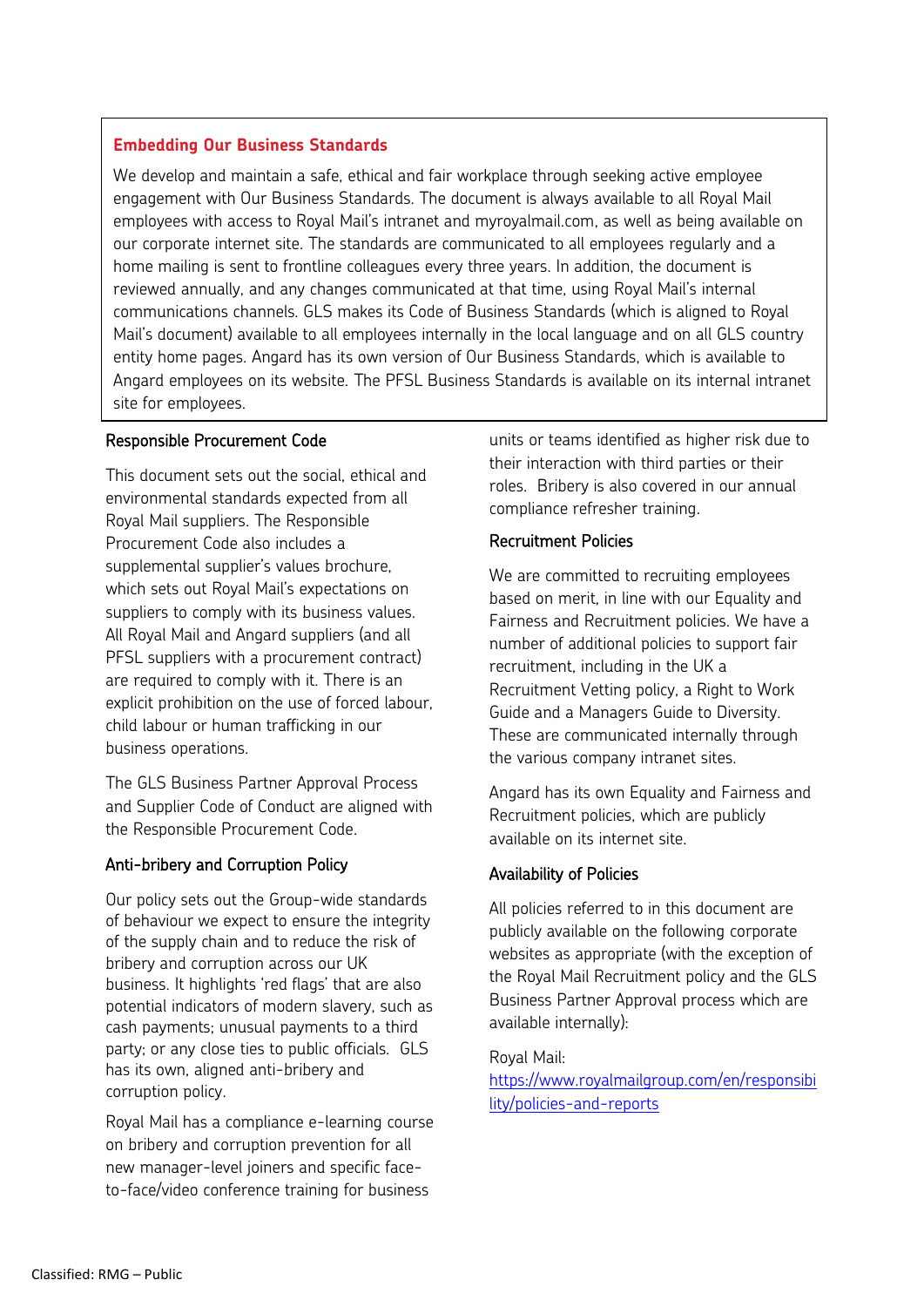### Embedding Our Business Standards

We develop and maintain a safe, ethical and fair workplace through seeking active employee engagement with Our Business Standards. The document is always available to all Royal Mail employees with access to Royal Mail's intranet and myroyalmail.com, as well as being available on our corporate internet site. The standards are communicated to all employees regularly and a home mailing is sent to frontline colleagues every three years. In addition, the document is reviewed annually, and any changes communicated at that time, using Royal Mail's internal communications channels. GLS makes its Code of Business Standards (which is aligned to Royal Mail's document) available to all employees internally in the local language and on all GLS country entity home pages. Angard has its own version of Our Business Standards, which is available to Angard employees on its website. The PFSL Business Standards is available on its internal intranet site for employees.

#### Responsible Procurement Code

This document sets out the social, ethical and environmental standards expected from all Royal Mail suppliers. The Responsible Procurement Code also includes a supplemental supplier's values brochure, which sets out Royal Mail's expectations on suppliers to comply with its business values. All Royal Mail and Angard suppliers (and all PFSL suppliers with a procurement contract) are required to comply with it. There is an explicit prohibition on the use of forced labour, child labour or human trafficking in our business operations.

The GLS Business Partner Approval Process and Supplier Code of Conduct are aligned with the Responsible Procurement Code.

#### Anti-bribery and Corruption Policy

Our policy sets out the Group-wide standards of behaviour we expect to ensure the integrity of the supply chain and to reduce the risk of bribery and corruption across our UK business. It highlights 'red flags' that are also potential indicators of modern slavery, such as cash payments; unusual payments to a third party; or any close ties to public officials. GLS has its own, aligned anti-bribery and corruption policy.

Royal Mail has a compliance e-learning course on bribery and corruption prevention for all new manager-level joiners and specific face-to-face/video conference training for business units or teams identified as higher risk due to their interaction with third parties or their roles. Bribery is also covered in our annual compliance refresher training.

#### Recruitment Policies

We are committed to recruiting employees based on merit, in line with our Equality and Fairness and Recruitment policies. We have a number of additional policies to support fair recruitment, including in the UK a Recruitment Vetting policy, a Right to Work Guide and a Managers Guide to Diversity. These are communicated internally through the various company intranet sites.

Angard has its own Equality and Fairness and Recruitment policies, which are publicly available on its internet site.

#### Availability of Policies

All policies referred to in this document are publicly available on the following corporate websites as appropriate (with the exception of the Royal Mail Recruitment policy and the GLS Business Partner Approval process which are available internally):

Royal Mail:
https://www.royalmailgroup.com/en/responsibility/policies-and-reports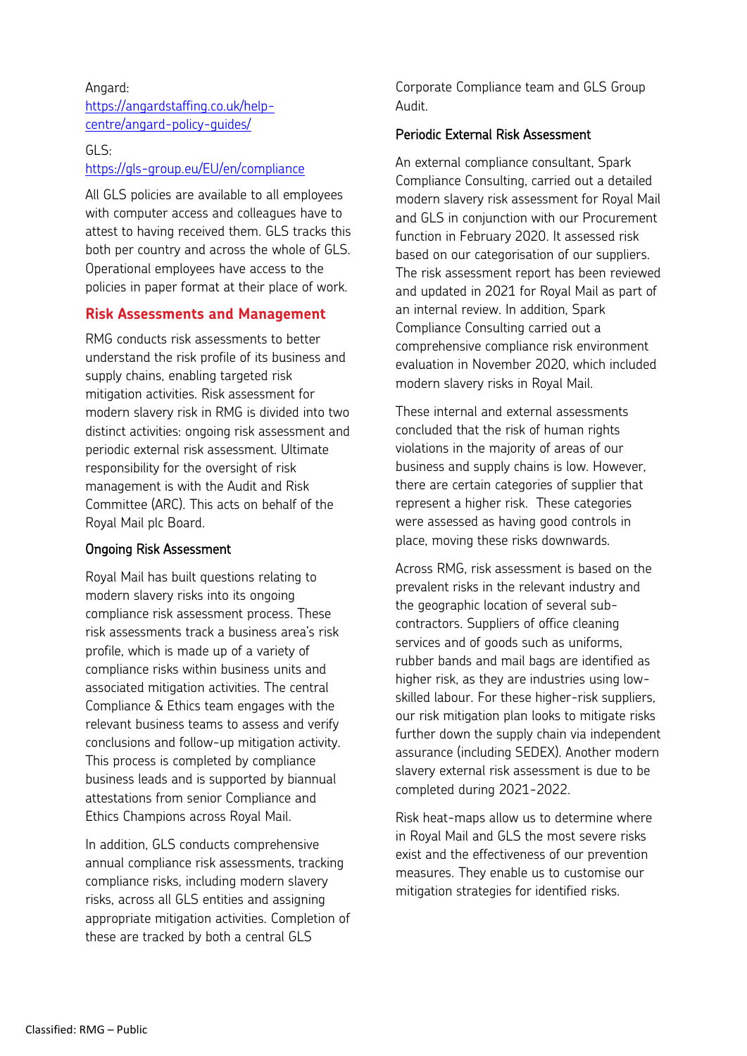Angard:
https://angardstaffing.co.uk/help-centre/angard-policy-guides/

GLS:
https://gls-group.eu/EU/en/compliance

All GLS policies are available to all employees with computer access and colleagues have to attest to having received them. GLS tracks this both per country and across the whole of GLS. Operational employees have access to the policies in paper format at their place of work.

## Risk Assessments and Management

RMG conducts risk assessments to better understand the risk profile of its business and supply chains, enabling targeted risk mitigation activities. Risk assessment for modern slavery risk in RMG is divided into two distinct activities: ongoing risk assessment and periodic external risk assessment. Ultimate responsibility for the oversight of risk management is with the Audit and Risk Committee (ARC). This acts on behalf of the Royal Mail plc Board.

### Ongoing Risk Assessment

Royal Mail has built questions relating to modern slavery risks into its ongoing compliance risk assessment process. These risk assessments track a business area's risk profile, which is made up of a variety of compliance risks within business units and associated mitigation activities. The central Compliance & Ethics team engages with the relevant business teams to assess and verify conclusions and follow-up mitigation activity. This process is completed by compliance business leads and is supported by biannual attestations from senior Compliance and Ethics Champions across Royal Mail.

In addition, GLS conducts comprehensive annual compliance risk assessments, tracking compliance risks, including modern slavery risks, across all GLS entities and assigning appropriate mitigation activities. Completion of these are tracked by both a central GLS Corporate Compliance team and GLS Group Audit.

### Periodic External Risk Assessment

An external compliance consultant, Spark Compliance Consulting, carried out a detailed modern slavery risk assessment for Royal Mail and GLS in conjunction with our Procurement function in February 2020. It assessed risk based on our categorisation of our suppliers. The risk assessment report has been reviewed and updated in 2021 for Royal Mail as part of an internal review. In addition, Spark Compliance Consulting carried out a comprehensive compliance risk environment evaluation in November 2020, which included modern slavery risks in Royal Mail.

These internal and external assessments concluded that the risk of human rights violations in the majority of areas of our business and supply chains is low. However, there are certain categories of supplier that represent a higher risk. These categories were assessed as having good controls in place, moving these risks downwards.

Across RMG, risk assessment is based on the prevalent risks in the relevant industry and the geographic location of several sub-contractors. Suppliers of office cleaning services and of goods such as uniforms, rubber bands and mail bags are identified as higher risk, as they are industries using low-skilled labour. For these higher-risk suppliers, our risk mitigation plan looks to mitigate risks further down the supply chain via independent assurance (including SEDEX). Another modern slavery external risk assessment is due to be completed during 2021-2022.

Risk heat-maps allow us to determine where in Royal Mail and GLS the most severe risks exist and the effectiveness of our prevention measures. They enable us to customise our mitigation strategies for identified risks.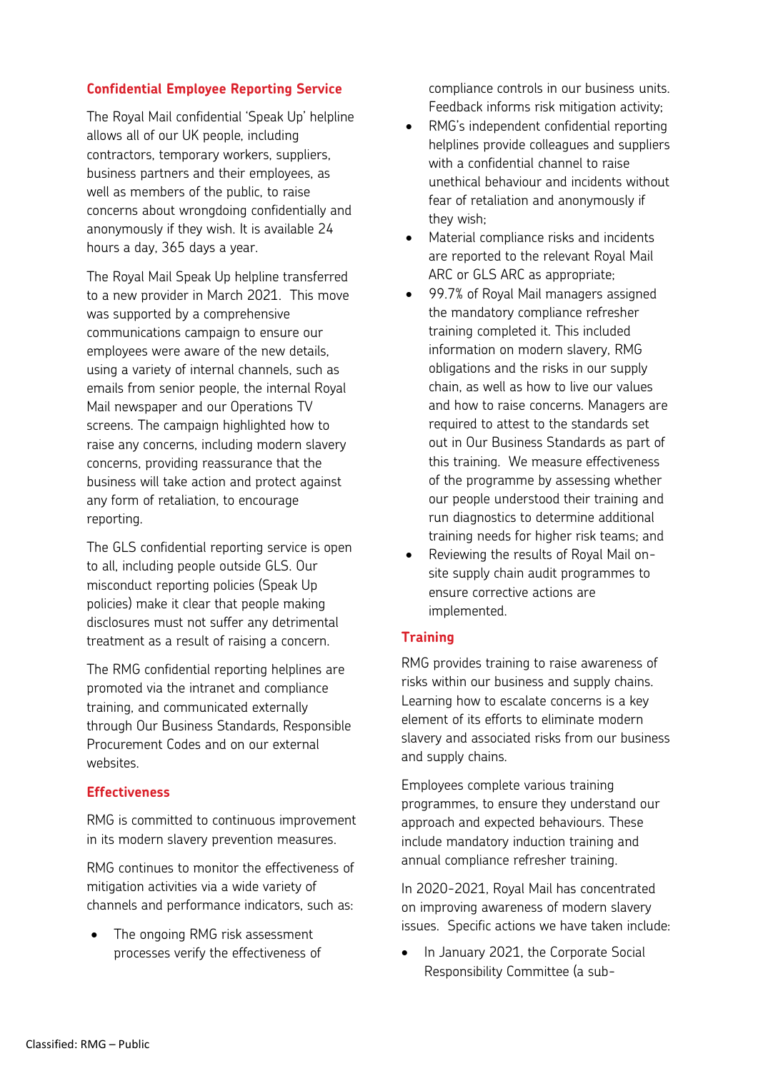## Confidential Employee Reporting Service

The Royal Mail confidential 'Speak Up' helpline allows all of our UK people, including contractors, temporary workers, suppliers, business partners and their employees, as well as members of the public, to raise concerns about wrongdoing confidentially and anonymously if they wish. It is available 24 hours a day, 365 days a year.

The Royal Mail Speak Up helpline transferred to a new provider in March 2021. This move was supported by a comprehensive communications campaign to ensure our employees were aware of the new details, using a variety of internal channels, such as emails from senior people, the internal Royal Mail newspaper and our Operations TV screens. The campaign highlighted how to raise any concerns, including modern slavery concerns, providing reassurance that the business will take action and protect against any form of retaliation, to encourage reporting.

The GLS confidential reporting service is open to all, including people outside GLS. Our misconduct reporting policies (Speak Up policies) make it clear that people making disclosures must not suffer any detrimental treatment as a result of raising a concern.

The RMG confidential reporting helplines are promoted via the intranet and compliance training, and communicated externally through Our Business Standards, Responsible Procurement Codes and on our external websites.

## Effectiveness

RMG is committed to continuous improvement in its modern slavery prevention measures.

RMG continues to monitor the effectiveness of mitigation activities via a wide variety of channels and performance indicators, such as:

- The ongoing RMG risk assessment processes verify the effectiveness of compliance controls in our business units. Feedback informs risk mitigation activity;
- RMG's independent confidential reporting helplines provide colleagues and suppliers with a confidential channel to raise unethical behaviour and incidents without fear of retaliation and anonymously if they wish;
- Material compliance risks and incidents are reported to the relevant Royal Mail ARC or GLS ARC as appropriate;
- 99.7% of Royal Mail managers assigned the mandatory compliance refresher training completed it. This included information on modern slavery, RMG obligations and the risks in our supply chain, as well as how to live our values and how to raise concerns. Managers are required to attest to the standards set out in Our Business Standards as part of this training. We measure effectiveness of the programme by assessing whether our people understood their training and run diagnostics to determine additional training needs for higher risk teams; and
- Reviewing the results of Royal Mail on-site supply chain audit programmes to ensure corrective actions are implemented.

## Training

RMG provides training to raise awareness of risks within our business and supply chains. Learning how to escalate concerns is a key element of its efforts to eliminate modern slavery and associated risks from our business and supply chains.

Employees complete various training programmes, to ensure they understand our approach and expected behaviours. These include mandatory induction training and annual compliance refresher training.

In 2020-2021, Royal Mail has concentrated on improving awareness of modern slavery issues. Specific actions we have taken include:

- In January 2021, the Corporate Social Responsibility Committee (a sub-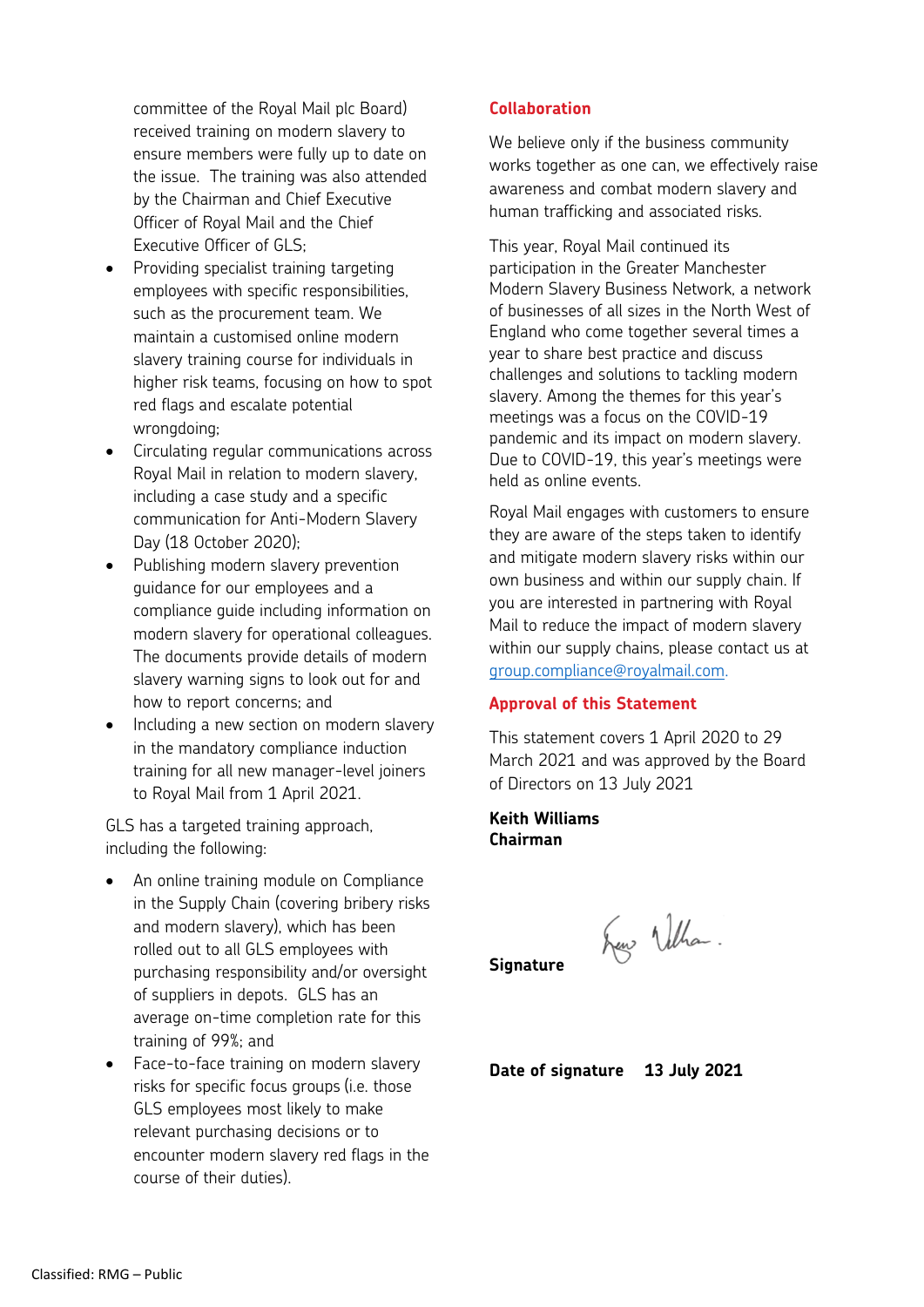committee of the Royal Mail plc Board) received training on modern slavery to ensure members were fully up to date on the issue. The training was also attended by the Chairman and Chief Executive Officer of Royal Mail and the Chief Executive Officer of GLS;

- Providing specialist training targeting employees with specific responsibilities, such as the procurement team. We maintain a customised online modern slavery training course for individuals in higher risk teams, focusing on how to spot red flags and escalate potential wrongdoing;
- Circulating regular communications across Royal Mail in relation to modern slavery, including a case study and a specific communication for Anti-Modern Slavery Day (18 October 2020);
- Publishing modern slavery prevention guidance for our employees and a compliance guide including information on modern slavery for operational colleagues. The documents provide details of modern slavery warning signs to look out for and how to report concerns; and
- Including a new section on modern slavery in the mandatory compliance induction training for all new manager-level joiners to Royal Mail from 1 April 2021.

GLS has a targeted training approach, including the following:

- An online training module on Compliance in the Supply Chain (covering bribery risks and modern slavery), which has been rolled out to all GLS employees with purchasing responsibility and/or oversight of suppliers in depots. GLS has an average on-time completion rate for this training of 99%; and
- Face-to-face training on modern slavery risks for specific focus groups (i.e. those GLS employees most likely to make relevant purchasing decisions or to encounter modern slavery red flags in the course of their duties).

## Collaboration

We believe only if the business community works together as one can, we effectively raise awareness and combat modern slavery and human trafficking and associated risks.

This year, Royal Mail continued its participation in the Greater Manchester Modern Slavery Business Network, a network of businesses of all sizes in the North West of England who come together several times a year to share best practice and discuss challenges and solutions to tackling modern slavery. Among the themes for this year's meetings was a focus on the COVID-19 pandemic and its impact on modern slavery. Due to COVID-19, this year's meetings were held as online events.

Royal Mail engages with customers to ensure they are aware of the steps taken to identify and mitigate modern slavery risks within our own business and within our supply chain. If you are interested in partnering with Royal Mail to reduce the impact of modern slavery within our supply chains, please contact us at group.compliance@royalmail.com.

## Approval of this Statement

This statement covers 1 April 2020 to 29 March 2021 and was approved by the Board of Directors on 13 July 2021

**Keith Williams**
**Chairman**

**Signature**

**Date of signature** **13 July 2021**